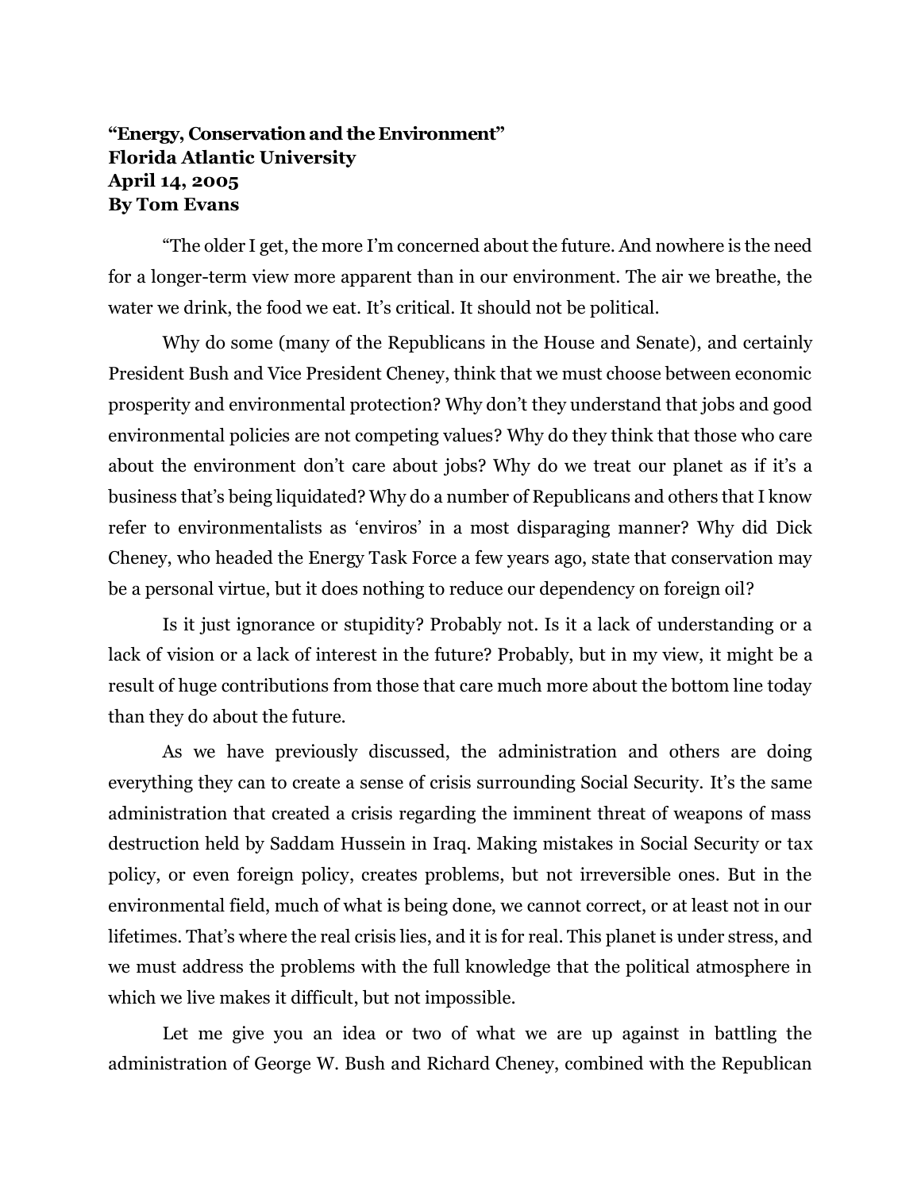**“Energy, Conservation and the Environment”**
**Florida Atlantic University**
**April 14, 2005**
**By Tom Evans**

“The older I get, the more I’m concerned about the future. And nowhere is the need for a longer-term view more apparent than in our environment. The air we breathe, the water we drink, the food we eat. It’s critical. It should not be political.

Why do some (many of the Republicans in the House and Senate), and certainly President Bush and Vice President Cheney, think that we must choose between economic prosperity and environmental protection? Why don’t they understand that jobs and good environmental policies are not competing values? Why do they think that those who care about the environment don’t care about jobs? Why do we treat our planet as if it’s a business that’s being liquidated? Why do a number of Republicans and others that I know refer to environmentalists as ‘enviros’ in a most disparaging manner? Why did Dick Cheney, who headed the Energy Task Force a few years ago, state that conservation may be a personal virtue, but it does nothing to reduce our dependency on foreign oil?

Is it just ignorance or stupidity? Probably not. Is it a lack of understanding or a lack of vision or a lack of interest in the future? Probably, but in my view, it might be a result of huge contributions from those that care much more about the bottom line today than they do about the future.

As we have previously discussed, the administration and others are doing everything they can to create a sense of crisis surrounding Social Security. It’s the same administration that created a crisis regarding the imminent threat of weapons of mass destruction held by Saddam Hussein in Iraq. Making mistakes in Social Security or tax policy, or even foreign policy, creates problems, but not irreversible ones. But in the environmental field, much of what is being done, we cannot correct, or at least not in our lifetimes. That’s where the real crisis lies, and it is for real. This planet is under stress, and we must address the problems with the full knowledge that the political atmosphere in which we live makes it difficult, but not impossible.

Let me give you an idea or two of what we are up against in battling the administration of George W. Bush and Richard Cheney, combined with the Republican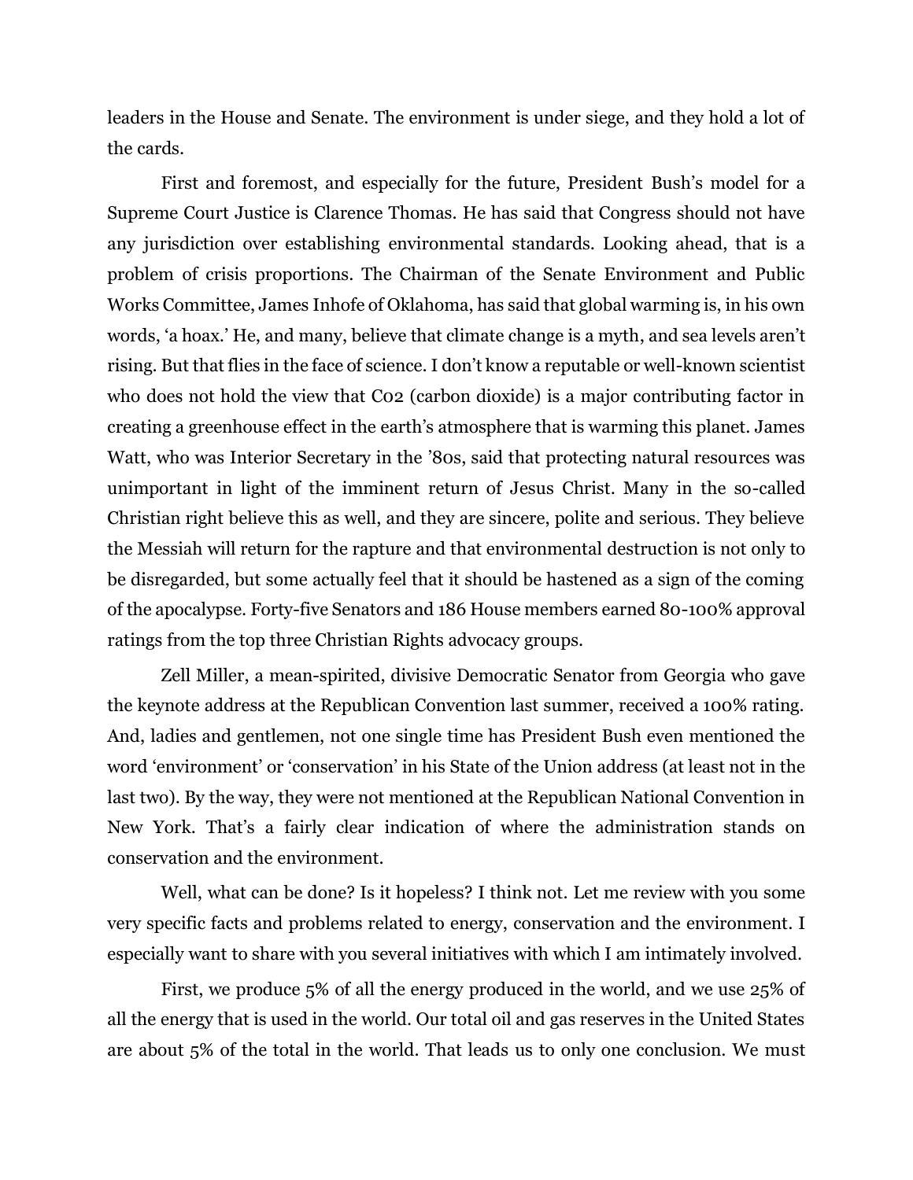leaders in the House and Senate. The environment is under siege, and they hold a lot of the cards.

First and foremost, and especially for the future, President Bush's model for a Supreme Court Justice is Clarence Thomas. He has said that Congress should not have any jurisdiction over establishing environmental standards. Looking ahead, that is a problem of crisis proportions. The Chairman of the Senate Environment and Public Works Committee, James Inhofe of Oklahoma, has said that global warming is, in his own words, 'a hoax.' He, and many, believe that climate change is a myth, and sea levels aren't rising. But that flies in the face of science. I don't know a reputable or well-known scientist who does not hold the view that Co2 (carbon dioxide) is a major contributing factor in creating a greenhouse effect in the earth's atmosphere that is warming this planet. James Watt, who was Interior Secretary in the '80s, said that protecting natural resources was unimportant in light of the imminent return of Jesus Christ. Many in the so-called Christian right believe this as well, and they are sincere, polite and serious. They believe the Messiah will return for the rapture and that environmental destruction is not only to be disregarded, but some actually feel that it should be hastened as a sign of the coming of the apocalypse. Forty-five Senators and 186 House members earned 80-100% approval ratings from the top three Christian Rights advocacy groups.

Zell Miller, a mean-spirited, divisive Democratic Senator from Georgia who gave the keynote address at the Republican Convention last summer, received a 100% rating. And, ladies and gentlemen, not one single time has President Bush even mentioned the word 'environment' or 'conservation' in his State of the Union address (at least not in the last two). By the way, they were not mentioned at the Republican National Convention in New York. That's a fairly clear indication of where the administration stands on conservation and the environment.

Well, what can be done? Is it hopeless? I think not. Let me review with you some very specific facts and problems related to energy, conservation and the environment. I especially want to share with you several initiatives with which I am intimately involved.

First, we produce 5% of all the energy produced in the world, and we use 25% of all the energy that is used in the world. Our total oil and gas reserves in the United States are about 5% of the total in the world. That leads us to only one conclusion. We must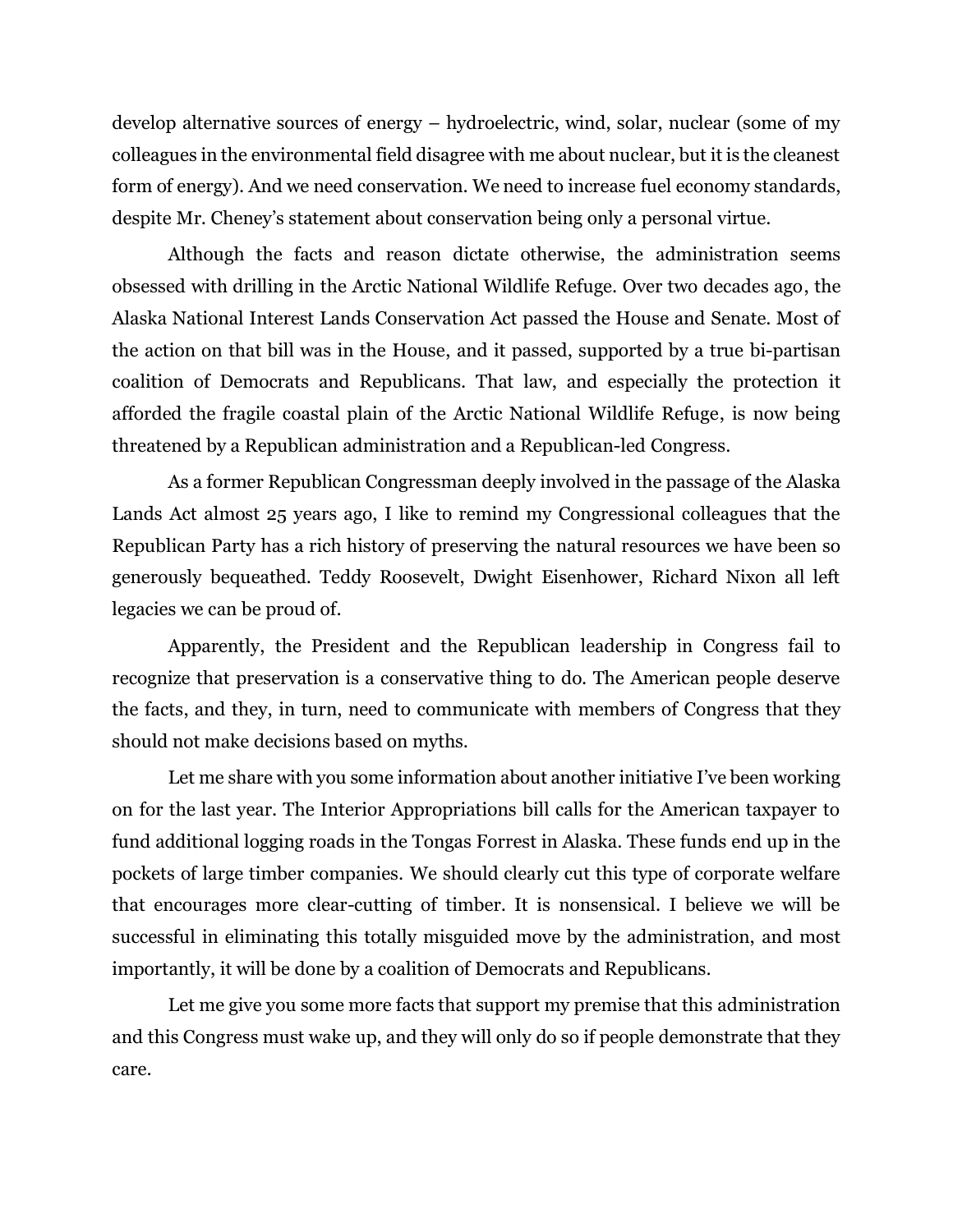develop alternative sources of energy – hydroelectric, wind, solar, nuclear (some of my colleagues in the environmental field disagree with me about nuclear, but it is the cleanest form of energy). And we need conservation. We need to increase fuel economy standards, despite Mr. Cheney's statement about conservation being only a personal virtue.

Although the facts and reason dictate otherwise, the administration seems obsessed with drilling in the Arctic National Wildlife Refuge. Over two decades ago, the Alaska National Interest Lands Conservation Act passed the House and Senate. Most of the action on that bill was in the House, and it passed, supported by a true bi-partisan coalition of Democrats and Republicans. That law, and especially the protection it afforded the fragile coastal plain of the Arctic National Wildlife Refuge, is now being threatened by a Republican administration and a Republican-led Congress.

As a former Republican Congressman deeply involved in the passage of the Alaska Lands Act almost 25 years ago, I like to remind my Congressional colleagues that the Republican Party has a rich history of preserving the natural resources we have been so generously bequeathed. Teddy Roosevelt, Dwight Eisenhower, Richard Nixon all left legacies we can be proud of.

Apparently, the President and the Republican leadership in Congress fail to recognize that preservation is a conservative thing to do. The American people deserve the facts, and they, in turn, need to communicate with members of Congress that they should not make decisions based on myths.

Let me share with you some information about another initiative I've been working on for the last year. The Interior Appropriations bill calls for the American taxpayer to fund additional logging roads in the Tongas Forrest in Alaska. These funds end up in the pockets of large timber companies. We should clearly cut this type of corporate welfare that encourages more clear-cutting of timber. It is nonsensical. I believe we will be successful in eliminating this totally misguided move by the administration, and most importantly, it will be done by a coalition of Democrats and Republicans.

Let me give you some more facts that support my premise that this administration and this Congress must wake up, and they will only do so if people demonstrate that they care.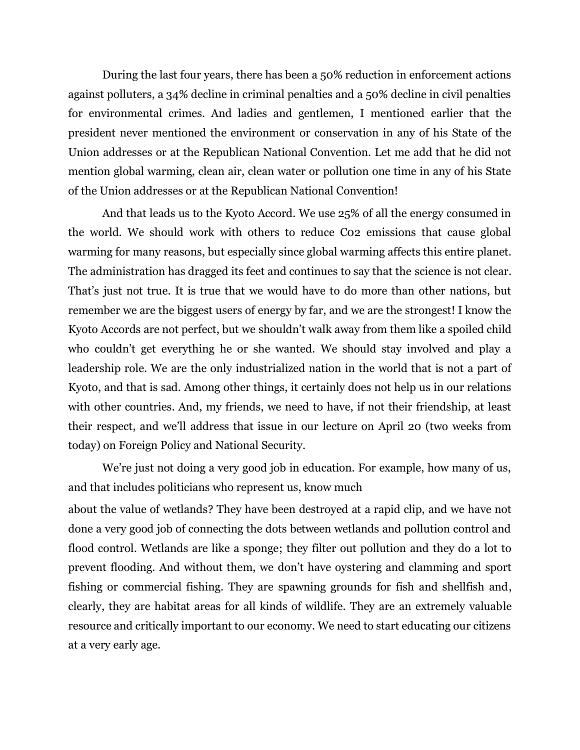During the last four years, there has been a 50% reduction in enforcement actions against polluters, a 34% decline in criminal penalties and a 50% decline in civil penalties for environmental crimes. And ladies and gentlemen, I mentioned earlier that the president never mentioned the environment or conservation in any of his State of the Union addresses or at the Republican National Convention. Let me add that he did not mention global warming, clean air, clean water or pollution one time in any of his State of the Union addresses or at the Republican National Convention!

And that leads us to the Kyoto Accord. We use 25% of all the energy consumed in the world. We should work with others to reduce C02 emissions that cause global warming for many reasons, but especially since global warming affects this entire planet. The administration has dragged its feet and continues to say that the science is not clear. That's just not true. It is true that we would have to do more than other nations, but remember we are the biggest users of energy by far, and we are the strongest! I know the Kyoto Accords are not perfect, but we shouldn't walk away from them like a spoiled child who couldn't get everything he or she wanted. We should stay involved and play a leadership role. We are the only industrialized nation in the world that is not a part of Kyoto, and that is sad. Among other things, it certainly does not help us in our relations with other countries. And, my friends, we need to have, if not their friendship, at least their respect, and we'll address that issue in our lecture on April 20 (two weeks from today) on Foreign Policy and National Security.

We're just not doing a very good job in education. For example, how many of us, and that includes politicians who represent us, know much about the value of wetlands? They have been destroyed at a rapid clip, and we have not done a very good job of connecting the dots between wetlands and pollution control and flood control. Wetlands are like a sponge; they filter out pollution and they do a lot to prevent flooding. And without them, we don't have oystering and clamming and sport fishing or commercial fishing. They are spawning grounds for fish and shellfish and, clearly, they are habitat areas for all kinds of wildlife. They are an extremely valuable resource and critically important to our economy. We need to start educating our citizens at a very early age.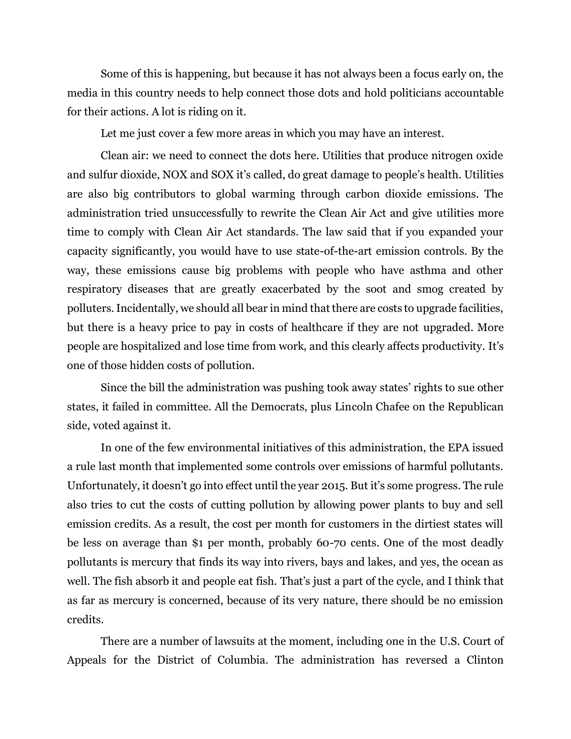Some of this is happening, but because it has not always been a focus early on, the media in this country needs to help connect those dots and hold politicians accountable for their actions. A lot is riding on it.

Let me just cover a few more areas in which you may have an interest.

Clean air: we need to connect the dots here. Utilities that produce nitrogen oxide and sulfur dioxide, NOX and SOX it's called, do great damage to people's health. Utilities are also big contributors to global warming through carbon dioxide emissions. The administration tried unsuccessfully to rewrite the Clean Air Act and give utilities more time to comply with Clean Air Act standards. The law said that if you expanded your capacity significantly, you would have to use state-of-the-art emission controls. By the way, these emissions cause big problems with people who have asthma and other respiratory diseases that are greatly exacerbated by the soot and smog created by polluters. Incidentally, we should all bear in mind that there are costs to upgrade facilities, but there is a heavy price to pay in costs of healthcare if they are not upgraded. More people are hospitalized and lose time from work, and this clearly affects productivity. It's one of those hidden costs of pollution.

Since the bill the administration was pushing took away states' rights to sue other states, it failed in committee. All the Democrats, plus Lincoln Chafee on the Republican side, voted against it.

In one of the few environmental initiatives of this administration, the EPA issued a rule last month that implemented some controls over emissions of harmful pollutants. Unfortunately, it doesn't go into effect until the year 2015. But it's some progress. The rule also tries to cut the costs of cutting pollution by allowing power plants to buy and sell emission credits. As a result, the cost per month for customers in the dirtiest states will be less on average than $1 per month, probably 60-70 cents. One of the most deadly pollutants is mercury that finds its way into rivers, bays and lakes, and yes, the ocean as well. The fish absorb it and people eat fish. That's just a part of the cycle, and I think that as far as mercury is concerned, because of its very nature, there should be no emission credits.

There are a number of lawsuits at the moment, including one in the U.S. Court of Appeals for the District of Columbia. The administration has reversed a Clinton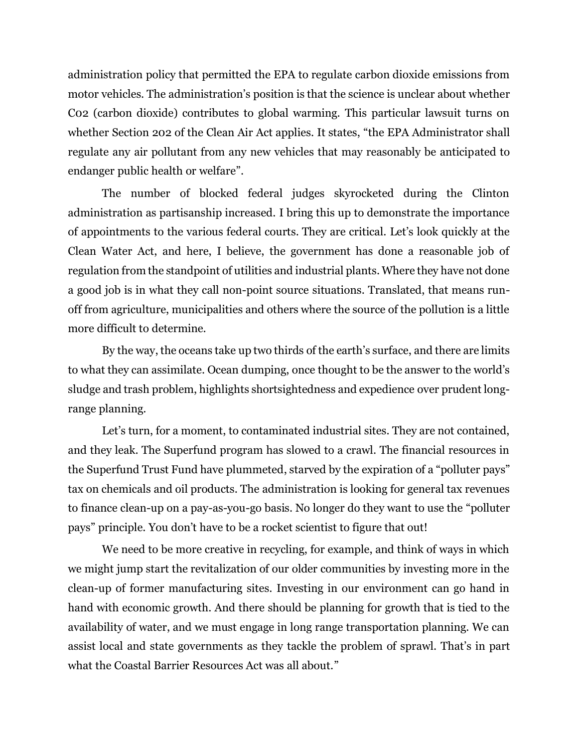administration policy that permitted the EPA to regulate carbon dioxide emissions from motor vehicles. The administration's position is that the science is unclear about whether C02 (carbon dioxide) contributes to global warming. This particular lawsuit turns on whether Section 202 of the Clean Air Act applies. It states, "the EPA Administrator shall regulate any air pollutant from any new vehicles that may reasonably be anticipated to endanger public health or welfare".

The number of blocked federal judges skyrocketed during the Clinton administration as partisanship increased. I bring this up to demonstrate the importance of appointments to the various federal courts. They are critical. Let's look quickly at the Clean Water Act, and here, I believe, the government has done a reasonable job of regulation from the standpoint of utilities and industrial plants. Where they have not done a good job is in what they call non-point source situations. Translated, that means run-off from agriculture, municipalities and others where the source of the pollution is a little more difficult to determine.

By the way, the oceans take up two thirds of the earth's surface, and there are limits to what they can assimilate. Ocean dumping, once thought to be the answer to the world's sludge and trash problem, highlights shortsightedness and expedience over prudent long-range planning.

Let's turn, for a moment, to contaminated industrial sites. They are not contained, and they leak. The Superfund program has slowed to a crawl. The financial resources in the Superfund Trust Fund have plummeted, starved by the expiration of a "polluter pays" tax on chemicals and oil products. The administration is looking for general tax revenues to finance clean-up on a pay-as-you-go basis. No longer do they want to use the "polluter pays" principle. You don't have to be a rocket scientist to figure that out!

We need to be more creative in recycling, for example, and think of ways in which we might jump start the revitalization of our older communities by investing more in the clean-up of former manufacturing sites. Investing in our environment can go hand in hand with economic growth. And there should be planning for growth that is tied to the availability of water, and we must engage in long range transportation planning. We can assist local and state governments as they tackle the problem of sprawl. That's in part what the Coastal Barrier Resources Act was all about."